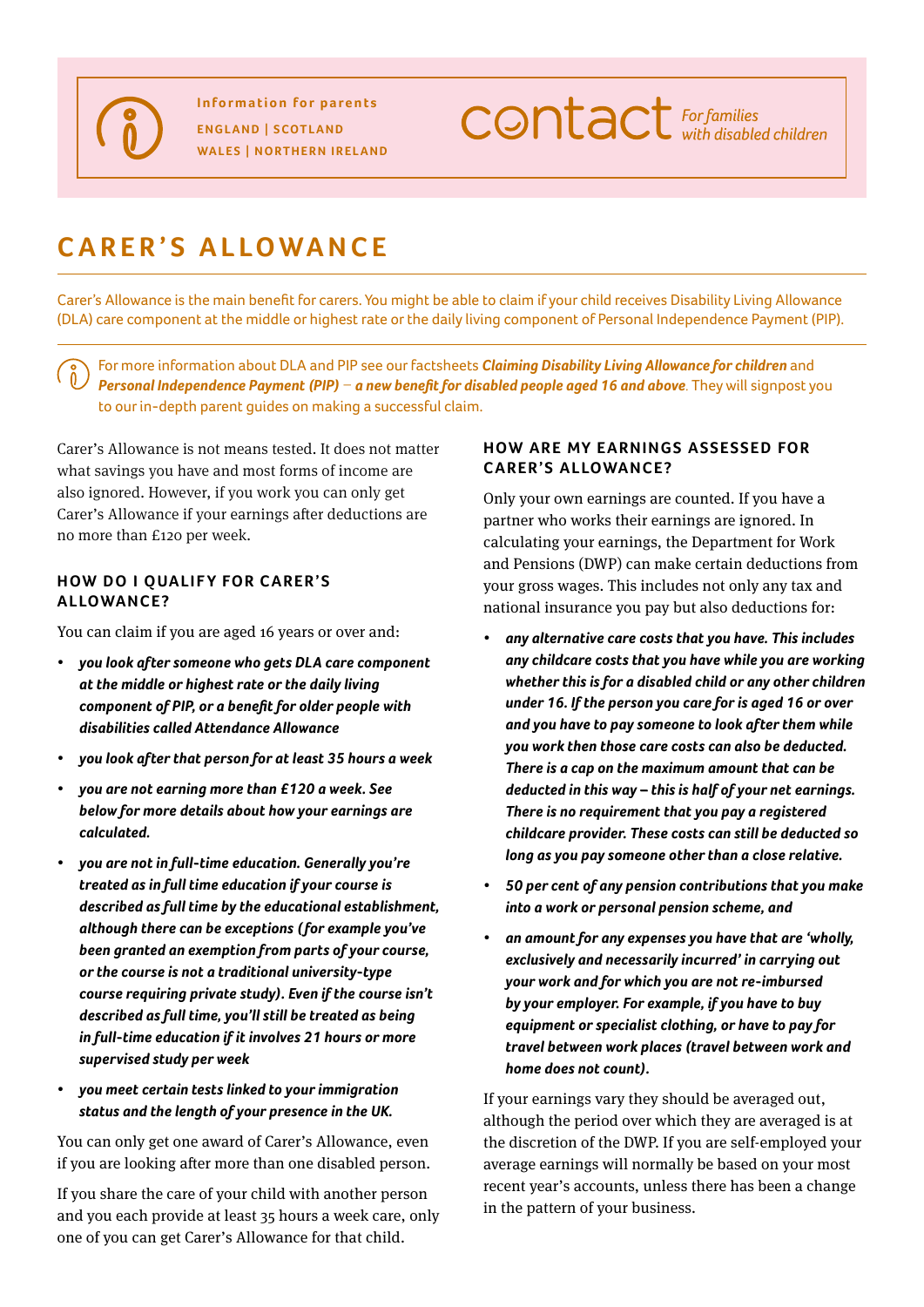Information for parents
ENGLAND | SCOTLAND
WALES | NORTHERN IRELAND

contact *For families with disabled children*

# CARER'S ALLOWANCE

Carer's Allowance is the main benefit for carers. You might be able to claim if your child receives Disability Living Allowance (DLA) care component at the middle or highest rate or the daily living component of Personal Independence Payment (PIP).

For more information about DLA and PIP see our factsheets ***Claiming Disability Living Allowance for children*** and ***Personal Independence Payment (PIP) – a new benefit for disabled people aged 16 and above***. They will signpost you to our in-depth parent guides on making a successful claim.

Carer's Allowance is not means tested. It does not matter what savings you have and most forms of income are also ignored. However, if you work you can only get Carer's Allowance if your earnings after deductions are no more than £120 per week.

## HOW DO I QUALIFY FOR CARER'S ALLOWANCE?

You can claim if you are aged 16 years or over and:

- ***you look after someone who gets DLA care component at the middle or highest rate or the daily living component of PIP, or a benefit for older people with disabilities called Attendance Allowance***
- ***you look after that person for at least 35 hours a week***
- ***you are not earning more than £120 a week. See below for more details about how your earnings are calculated.***
- ***you are not in full-time education. Generally you're treated as in full time education if your course is described as full time by the educational establishment, although there can be exceptions (for example you've been granted an exemption from parts of your course, or the course is not a traditional university-type course requiring private study). Even if the course isn't described as full time, you'll still be treated as being in full-time education if it involves 21 hours or more supervised study per week***
- ***you meet certain tests linked to your immigration status and the length of your presence in the UK.***

You can only get one award of Carer's Allowance, even if you are looking after more than one disabled person.

If you share the care of your child with another person and you each provide at least 35 hours a week care, only one of you can get Carer's Allowance for that child.

## HOW ARE MY EARNINGS ASSESSED FOR CARER'S ALLOWANCE?

Only your own earnings are counted. If you have a partner who works their earnings are ignored. In calculating your earnings, the Department for Work and Pensions (DWP) can make certain deductions from your gross wages. This includes not only any tax and national insurance you pay but also deductions for:

- ***any alternative care costs that you have. This includes any childcare costs that you have while you are working whether this is for a disabled child or any other children under 16. If the person you care for is aged 16 or over and you have to pay someone to look after them while you work then those care costs can also be deducted. There is a cap on the maximum amount that can be deducted in this way – this is half of your net earnings. There is no requirement that you pay a registered childcare provider. These costs can still be deducted so long as you pay someone other than a close relative.***
- ***50 per cent of any pension contributions that you make into a work or personal pension scheme, and***
- ***an amount for any expenses you have that are 'wholly, exclusively and necessarily incurred' in carrying out your work and for which you are not re-imbursed by your employer. For example, if you have to buy equipment or specialist clothing, or have to pay for travel between work places (travel between work and home does not count).***

If your earnings vary they should be averaged out, although the period over which they are averaged is at the discretion of the DWP. If you are self-employed your average earnings will normally be based on your most recent year's accounts, unless there has been a change in the pattern of your business.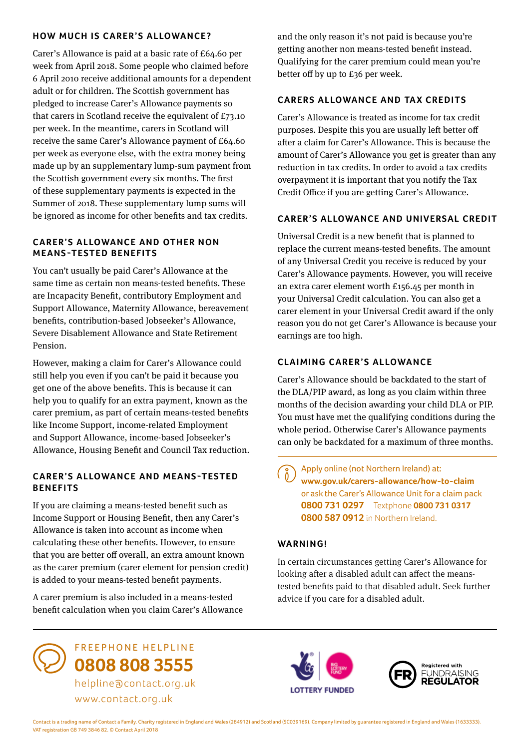## HOW MUCH IS CARER'S ALLOWANCE?

Carer's Allowance is paid at a basic rate of £64.60 per week from April 2018. Some people who claimed before 6 April 2010 receive additional amounts for a dependent adult or for children. The Scottish government has pledged to increase Carer's Allowance payments so that carers in Scotland receive the equivalent of £73.10 per week. In the meantime, carers in Scotland will receive the same Carer's Allowance payment of £64.60 per week as everyone else, with the extra money being made up by an supplementary lump-sum payment from the Scottish government every six months. The first of these supplementary payments is expected in the Summer of 2018. These supplementary lump sums will be ignored as income for other benefits and tax credits.

## CARER'S ALLOWANCE AND OTHER NON MEANS-TESTED BENEFITS

You can't usually be paid Carer's Allowance at the same time as certain non means-tested benefits. These are Incapacity Benefit, contributory Employment and Support Allowance, Maternity Allowance, bereavement benefits, contribution-based Jobseeker's Allowance, Severe Disablement Allowance and State Retirement Pension.

However, making a claim for Carer's Allowance could still help you even if you can't be paid it because you get one of the above benefits. This is because it can help you to qualify for an extra payment, known as the carer premium, as part of certain means-tested benefits like Income Support, income-related Employment and Support Allowance, income-based Jobseeker's Allowance, Housing Benefit and Council Tax reduction.

## CARER'S ALLOWANCE AND MEANS-TESTED BENEFITS

If you are claiming a means-tested benefit such as Income Support or Housing Benefit, then any Carer's Allowance is taken into account as income when calculating these other benefits. However, to ensure that you are better off overall, an extra amount known as the carer premium (carer element for pension credit) is added to your means-tested benefit payments.

A carer premium is also included in a means-tested benefit calculation when you claim Carer's Allowance and the only reason it's not paid is because you're getting another non means-tested benefit instead. Qualifying for the carer premium could mean you're better off by up to £36 per week.

## CARERS ALLOWANCE AND TAX CREDITS

Carer's Allowance is treated as income for tax credit purposes. Despite this you are usually left better off after a claim for Carer's Allowance. This is because the amount of Carer's Allowance you get is greater than any reduction in tax credits. In order to avoid a tax credits overpayment it is important that you notify the Tax Credit Office if you are getting Carer's Allowance.

## CARER'S ALLOWANCE AND UNIVERSAL CREDIT

Universal Credit is a new benefit that is planned to replace the current means-tested benefits. The amount of any Universal Credit you receive is reduced by your Carer's Allowance payments. However, you will receive an extra carer element worth £156.45 per month in your Universal Credit calculation. You can also get a carer element in your Universal Credit award if the only reason you do not get Carer's Allowance is because your earnings are too high.

## CLAIMING CARER'S ALLOWANCE

Carer's Allowance should be backdated to the start of the DLA/PIP award, as long as you claim within three months of the decision awarding your child DLA or PIP. You must have met the qualifying conditions during the whole period. Otherwise Carer's Allowance payments can only be backdated for a maximum of three months.

Apply online (not Northern Ireland) at: **www.gov.uk/carers-allowance/how-to-claim** or ask the Carer's Allowance Unit for a claim pack **0800 731 0297** Textphone **0800 731 0317** **0800 587 0912** in Northern Ireland.

## WARNING!

In certain circumstances getting Carer's Allowance for looking after a disabled adult can affect the means-tested benefits paid to that disabled adult. Seek further advice if you care for a disabled adult.

FREEPHONE HELPLINE
**0808 808 3555**
helpline@contact.org.uk
www.contact.org.uk

LOTTERY FUNDED

Registered with FUNDRAISING REGULATOR

Contact is a trading name of Contact a Family. Charity registered in England and Wales (284912) and Scotland (SC039169). Company limited by guarantee registered in England and Wales (1633333). VAT registration GB 749 3846 82. © Contact April 2018